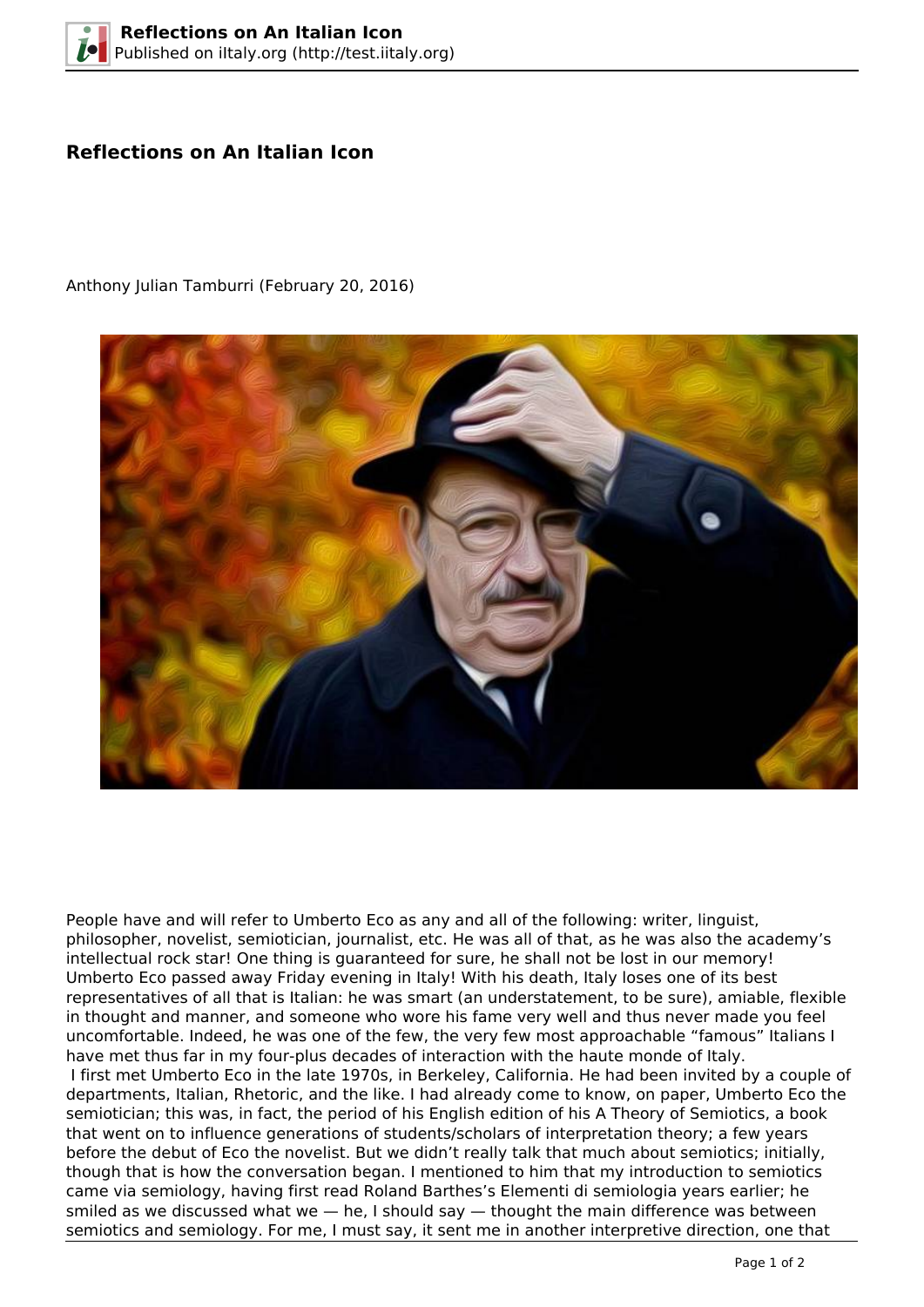# Reflections on An Italian Icon

Anthony Julian Tamburri (February 20, 2016)

People have and will refer to Umberto Eco as any and all of the following: writer, linguist, philosopher, novelist, semiotician, journalist, etc. He was all of that, as he was also the academy's intellectual rock star! One thing is guaranteed for sure, he shall not be lost in our memory! Umberto Eco passed away Friday evening in Italy! With his death, Italy loses one of its best representatives of all that is Italian: he was smart (an understatement, to be sure), amiable, flexible in thought and manner, and someone who wore his fame very well and thus never made you feel uncomfortable. Indeed, he was one of the few, the very few most approachable "famous" Italians I have met thus far in my four-plus decades of interaction with the haute monde of Italy.

I first met Umberto Eco in the late 1970s, in Berkeley, California. He had been invited by a couple of departments, Italian, Rhetoric, and the like. I had already come to know, on paper, Umberto Eco the semiotician; this was, in fact, the period of his English edition of his A Theory of Semiotics, a book that went on to influence generations of students/scholars of interpretation theory; a few years before the debut of Eco the novelist. But we didn't really talk that much about semiotics; initially, though that is how the conversation began. I mentioned to him that my introduction to semiotics came via semiology, having first read Roland Barthes's Elementi di semiologia years earlier; he smiled as we discussed what we — he, I should say — thought the main difference was between semiotics and semiology. For me, I must say, it sent me in another interpretive direction, one that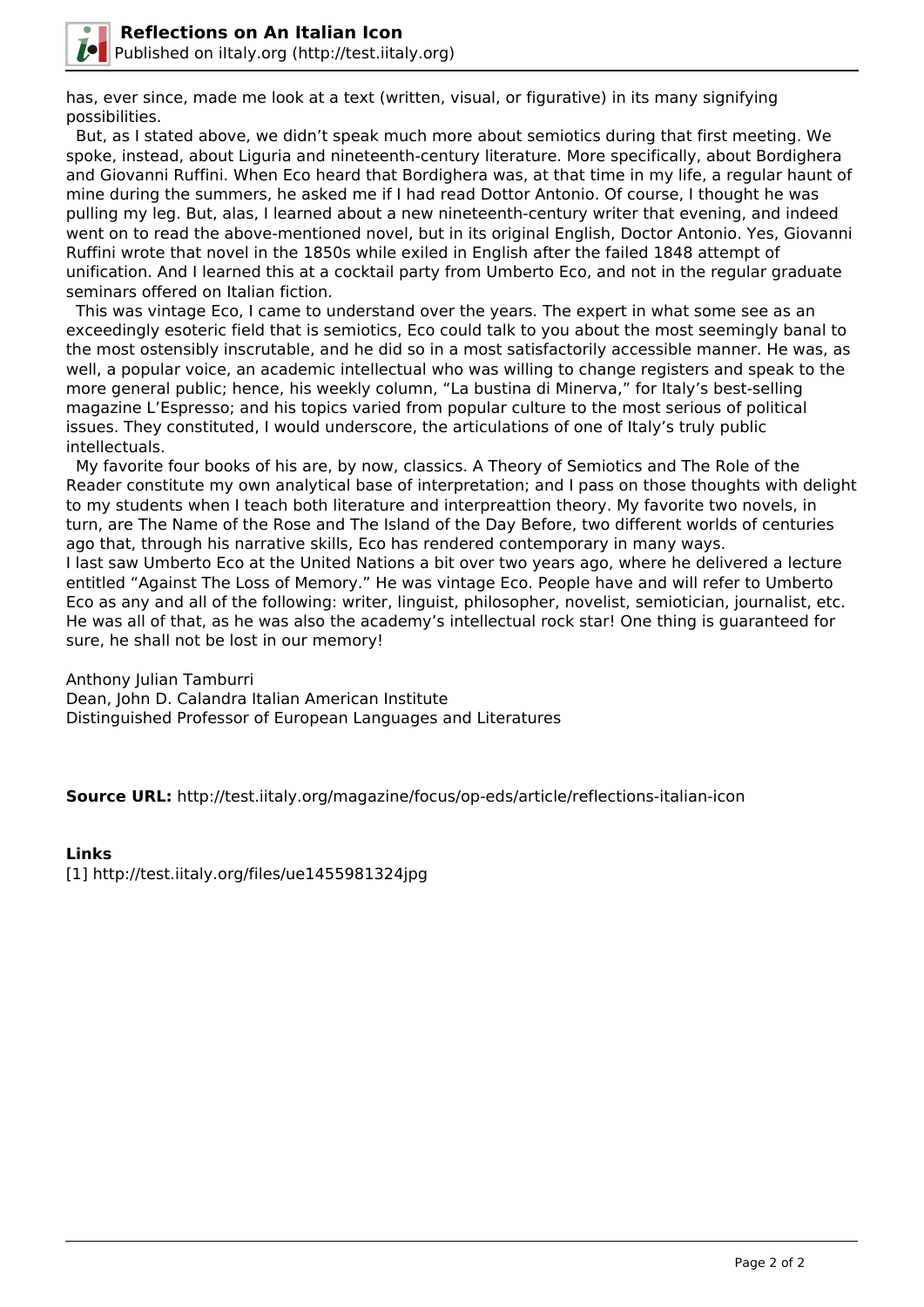has, ever since, made me look at a text (written, visual, or figurative) in its many signifying possibilities.

But, as I stated above, we didn't speak much more about semiotics during that first meeting. We spoke, instead, about Liguria and nineteenth-century literature. More specifically, about Bordighera and Giovanni Ruffini. When Eco heard that Bordighera was, at that time in my life, a regular haunt of mine during the summers, he asked me if I had read Dottor Antonio. Of course, I thought he was pulling my leg. But, alas, I learned about a new nineteenth-century writer that evening, and indeed went on to read the above-mentioned novel, but in its original English, Doctor Antonio. Yes, Giovanni Ruffini wrote that novel in the 1850s while exiled in English after the failed 1848 attempt of unification. And I learned this at a cocktail party from Umberto Eco, and not in the regular graduate seminars offered on Italian fiction.

This was vintage Eco, I came to understand over the years. The expert in what some see as an exceedingly esoteric field that is semiotics, Eco could talk to you about the most seemingly banal to the most ostensibly inscrutable, and he did so in a most satisfactorily accessible manner. He was, as well, a popular voice, an academic intellectual who was willing to change registers and speak to the more general public; hence, his weekly column, "La bustina di Minerva," for Italy's best-selling magazine L'Espresso; and his topics varied from popular culture to the most serious of political issues. They constituted, I would underscore, the articulations of one of Italy's truly public intellectuals.

My favorite four books of his are, by now, classics. A Theory of Semiotics and The Role of the Reader constitute my own analytical base of interpretation; and I pass on those thoughts with delight to my students when I teach both literature and interpreattion theory. My favorite two novels, in turn, are The Name of the Rose and The Island of the Day Before, two different worlds of centuries ago that, through his narrative skills, Eco has rendered contemporary in many ways.

I last saw Umberto Eco at the United Nations a bit over two years ago, where he delivered a lecture entitled "Against The Loss of Memory." He was vintage Eco. People have and will refer to Umberto Eco as any and all of the following: writer, linguist, philosopher, novelist, semiotician, journalist, etc. He was all of that, as he was also the academy's intellectual rock star! One thing is guaranteed for sure, he shall not be lost in our memory!

Anthony Julian Tamburri
Dean, John D. Calandra Italian American Institute
Distinguished Professor of European Languages and Literatures

**Source URL:** http://test.iitaly.org/magazine/focus/op-eds/article/reflections-italian-icon

**Links**
[1] http://test.iitaly.org/files/ue1455981324jpg